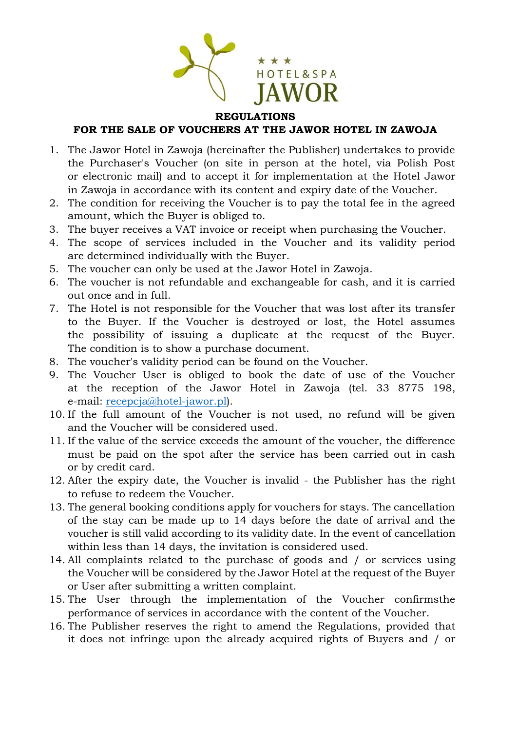★ ★ ★
HOTEL&SPA
JAWOR

# REGULATIONS
# FOR THE SALE OF VOUCHERS AT THE JAWOR HOTEL IN ZAWOJA

1. The Jawor Hotel in Zawoja (hereinafter the Publisher) undertakes to provide the Purchaser's Voucher (on site in person at the hotel, via Polish Post or electronic mail) and to accept it for implementation at the Hotel Jawor in Zawoja in accordance with its content and expiry date of the Voucher.
2. The condition for receiving the Voucher is to pay the total fee in the agreed amount, which the Buyer is obliged to.
3. The buyer receives a VAT invoice or receipt when purchasing the Voucher.
4. The scope of services included in the Voucher and its validity period are determined individually with the Buyer.
5. The voucher can only be used at the Jawor Hotel in Zawoja.
6. The voucher is not refundable and exchangeable for cash, and it is carried out once and in full.
7. The Hotel is not responsible for the Voucher that was lost after its transfer to the Buyer. If the Voucher is destroyed or lost, the Hotel assumes the possibility of issuing a duplicate at the request of the Buyer. The condition is to show a purchase document.
8. The voucher's validity period can be found on the Voucher.
9. The Voucher User is obliged to book the date of use of the Voucher at the reception of the Jawor Hotel in Zawoja (tel. 33 8775 198, e-mail: recepcja@hotel-jawor.pl).
10. If the full amount of the Voucher is not used, no refund will be given and the Voucher will be considered used.
11. If the value of the service exceeds the amount of the voucher, the difference must be paid on the spot after the service has been carried out in cash or by credit card.
12. After the expiry date, the Voucher is invalid - the Publisher has the right to refuse to redeem the Voucher.
13. The general booking conditions apply for vouchers for stays. The cancellation of the stay can be made up to 14 days before the date of arrival and the voucher is still valid according to its validity date. In the event of cancellation within less than 14 days, the invitation is considered used.
14. All complaints related to the purchase of goods and / or services using the Voucher will be considered by the Jawor Hotel at the request of the Buyer or User after submitting a written complaint.
15. The User through the implementation of the Voucher confirmsthe performance of services in accordance with the content of the Voucher.
16. The Publisher reserves the right to amend the Regulations, provided that it does not infringe upon the already acquired rights of Buyers and / or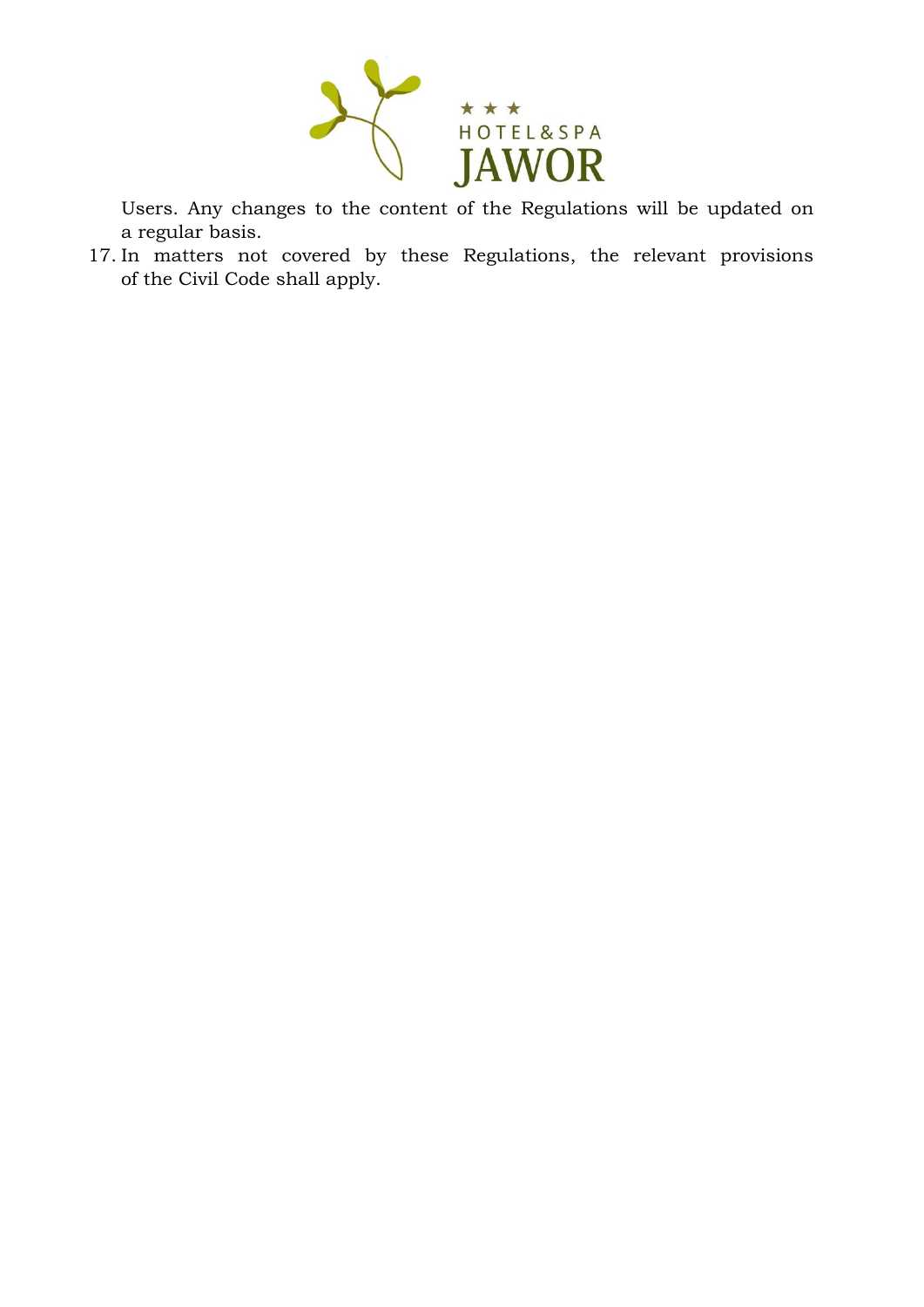Users. Any changes to the content of the Regulations will be updated on a regular basis.

17. In matters not covered by these Regulations, the relevant provisions of the Civil Code shall apply.